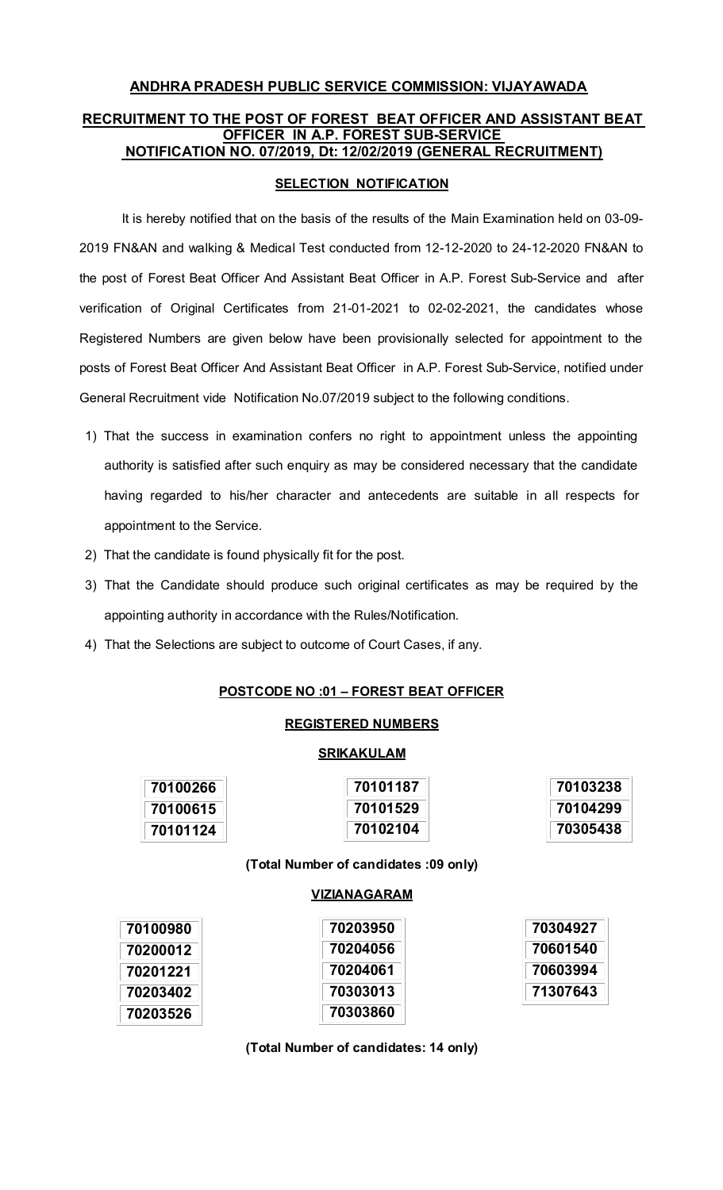# ANDHRA PRADESH PUBLIC SERVICE COMMISSION: VIJAYAWADA

## RECRUITMENT TO THE POST OF FOREST BEAT OFFICER AND ASSISTANT BEAT OFFICER IN A.P. FOREST SUB-SERVICE NOTIFICATION NO. 07/2019, Dt: 12/02/2019 (GENERAL RECRUITMENT)

### SELECTION NOTIFICATION

It is hereby notified that on the basis of the results of the Main Examination held on 03-09-2019 FN&AN and walking & Medical Test conducted from 12-12-2020 to 24-12-2020 FN&AN to the post of Forest Beat Officer And Assistant Beat Officer in A.P. Forest Sub-Service and after verification of Original Certificates from 21-01-2021 to 02-02-2021, the candidates whose Registered Numbers are given below have been provisionally selected for appointment to the posts of Forest Beat Officer And Assistant Beat Officer in A.P. Forest Sub-Service, notified under General Recruitment vide Notification No.07/2019 subject to the following conditions.

1) That the success in examination confers no right to appointment unless the appointing authority is satisfied after such enquiry as may be considered necessary that the candidate having regarded to his/her character and antecedents are suitable in all respects for appointment to the Service.
2) That the candidate is found physically fit for the post.
3) That the Candidate should produce such original certificates as may be required by the appointing authority in accordance with the Rules/Notification.
4) That the Selections are subject to outcome of Court Cases, if any.

### POSTCODE NO :01 – FOREST BEAT OFFICER

#### REGISTERED NUMBERS

#### SRIKAKULAM

| | | |
|---|---|---|
| 70100266 | 70101187 | 70103238 |
| 70100615 | 70101529 | 70104299 |
| 70101124 | 70102104 | 70305438 |

**(Total Number of candidates :09 only)**

#### VIZIANAGARAM

| | | |
|---|---|---|
| 70100980 | 70203950 | 70304927 |
| 70200012 | 70204056 | 70601540 |
| 70201221 | 70204061 | 70603994 |
| 70203402 | 70303013 | 71307643 |
| 70203526 | 70303860 | |

**(Total Number of candidates: 14 only)**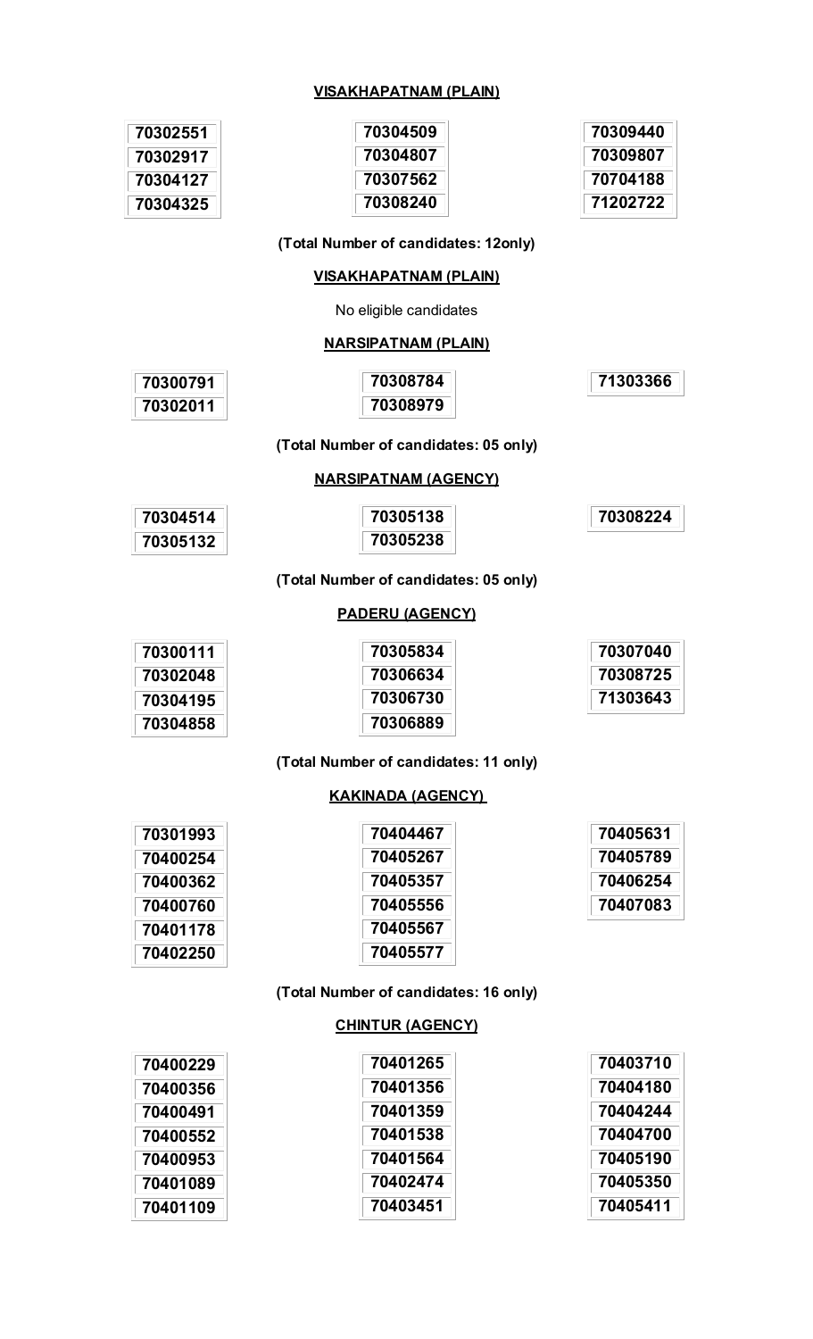**VISAKHAPATNAM (PLAIN)**

| | | |
|---|---|---|
| 70302551 | 70304509 | 70309440 |
| 70302917 | 70304807 | 70309807 |
| 70304127 | 70307562 | 70704188 |
| 70304325 | 70308240 | 71202722 |

**(Total Number of candidates: 12only)**

**VISAKHAPATNAM (PLAIN)**

No eligible candidates

**NARSIPATNAM (PLAIN)**

| | | |
|---|---|---|
| 70300791 | 70308784 | 71303366 |
| 70302011 | 70308979 | |

**(Total Number of candidates: 05 only)**

**NARSIPATNAM (AGENCY)**

| | | |
|---|---|---|
| 70304514 | 70305138 | 70308224 |
| 70305132 | 70305238 | |

**(Total Number of candidates: 05 only)**

**PADERU (AGENCY)**

| | | |
|---|---|---|
| 70300111 | 70305834 | 70307040 |
| 70302048 | 70306634 | 70308725 |
| 70304195 | 70306730 | 71303643 |
| 70304858 | 70306889 | |

**(Total Number of candidates: 11 only)**

**KAKINADA (AGENCY)**

| | | |
|---|---|---|
| 70301993 | 70404467 | 70405631 |
| 70400254 | 70405267 | 70405789 |
| 70400362 | 70405357 | 70406254 |
| 70400760 | 70405556 | 70407083 |
| 70401178 | 70405567 | |
| 70402250 | 70405577 | |

**(Total Number of candidates: 16 only)**

**CHINTUR (AGENCY)**

| | | |
|---|---|---|
| 70400229 | 70401265 | 70403710 |
| 70400356 | 70401356 | 70404180 |
| 70400491 | 70401359 | 70404244 |
| 70400552 | 70401538 | 70404700 |
| 70400953 | 70401564 | 70405190 |
| 70401089 | 70402474 | 70405350 |
| 70401109 | 70403451 | 70405411 |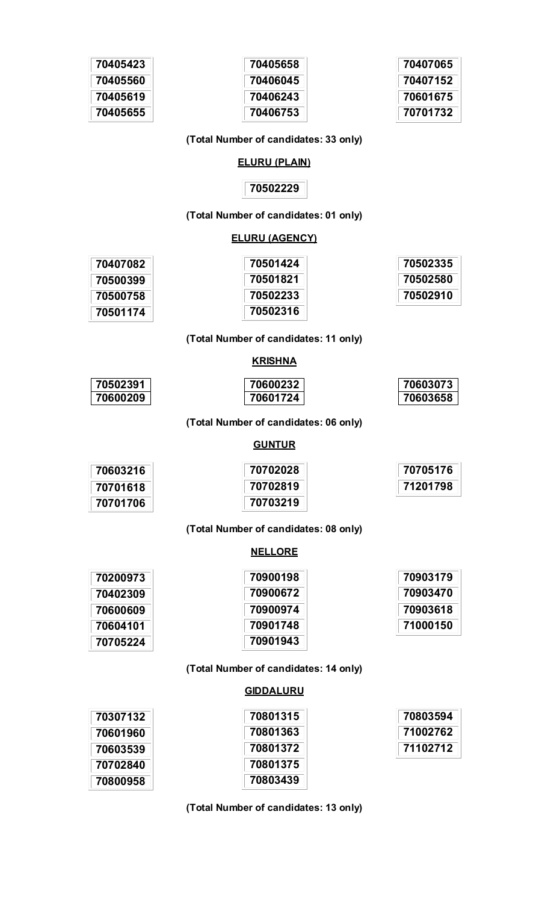| | | |
|---|---|---|
| 70405423 | 70405658 | 70407065 |
| 70405560 | 70406045 | 70407152 |
| 70405619 | 70406243 | 70601675 |
| 70405655 | 70406753 | 70701732 |

**(Total Number of candidates: 33 only)**

**ELURU (PLAIN)**

| |
|---|
| 70502229 |

**(Total Number of candidates: 01 only)**

**ELURU (AGENCY)**

| | | |
|---|---|---|
| 70407082 | 70501424 | 70502335 |
| 70500399 | 70501821 | 70502580 |
| 70500758 | 70502233 | 70502910 |
| 70501174 | 70502316 | |

**(Total Number of candidates: 11 only)**

**KRISHNA**

| | | |
|---|---|---|
| 70502391 | 70600232 | 70603073 |
| 70600209 | 70601724 | 70603658 |

**(Total Number of candidates: 06 only)**

**GUNTUR**

| | | |
|---|---|---|
| 70603216 | 70702028 | 70705176 |
| 70701618 | 70702819 | 71201798 |
| 70701706 | 70703219 | |

**(Total Number of candidates: 08 only)**

**NELLORE**

| | | |
|---|---|---|
| 70200973 | 70900198 | 70903179 |
| 70402309 | 70900672 | 70903470 |
| 70600609 | 70900974 | 70903618 |
| 70604101 | 70901748 | 71000150 |
| 70705224 | 70901943 | |

**(Total Number of candidates: 14 only)**

**GIDDALURU**

| | | |
|---|---|---|
| 70307132 | 70801315 | 70803594 |
| 70601960 | 70801363 | 71002762 |
| 70603539 | 70801372 | 71102712 |
| 70702840 | 70801375 | |
| 70800958 | 70803439 | |

**(Total Number of candidates: 13 only)**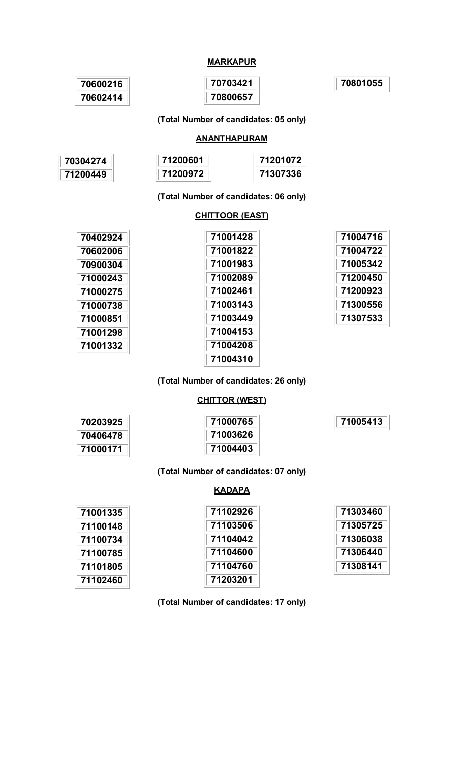**MARKAPUR**

70600216
70602414
70703421
70800657
70801055

**(Total Number of candidates: 05 only)**

**ANANTHAPURAM**

70304274
71200449
71200601
71200972
71201072
71307336

**(Total Number of candidates: 06 only)**

**CHITTOOR (EAST)**

70402924
70602006
70900304
71000243
71000275
71000738
71000851
71001298
71001332
71001428
71001822
71001983
71002089
71002461
71003143
71003449
71004153
71004208
71004310
71004716
71004722
71005342
71200450
71200923
71300556
71307533

**(Total Number of candidates: 26 only)**

**CHITTOR (WEST)**

70203925
70406478
71000171
71000765
71003626
71004403
71005413

**(Total Number of candidates: 07 only)**

**KADAPA**

71001335
71100148
71100734
71100785
71101805
71102460
71102926
71103506
71104042
71104600
71104760
71203201
71303460
71305725
71306038
71306440
71308141

**(Total Number of candidates: 17 only)**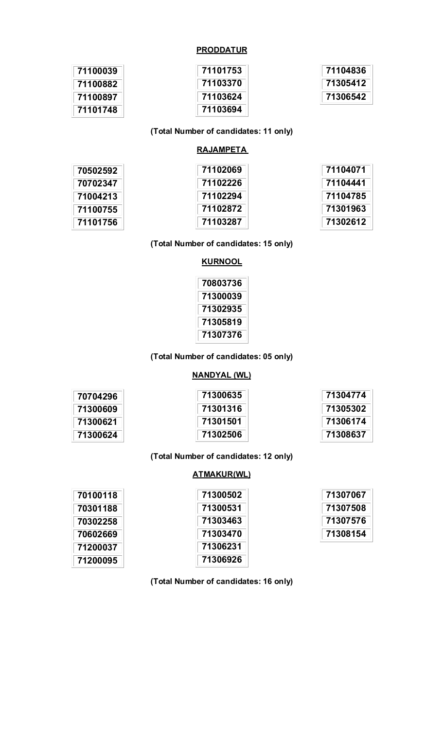**PRODDATUR**

| | | |
|---|---|---|
| 71100039 | 71101753 | 71104836 |
| 71100882 | 71103370 | 71305412 |
| 71100897 | 71103624 | 71306542 |
| 71101748 | 71103694 | |

**(Total Number of candidates: 11 only)**

**RAJAMPETA**

| | | |
|---|---|---|
| 70502592 | 71102069 | 71104071 |
| 70702347 | 71102226 | 71104441 |
| 71004213 | 71102294 | 71104785 |
| 71100755 | 71102872 | 71301963 |
| 71101756 | 71103287 | 71302612 |

**(Total Number of candidates: 15 only)**

**KURNOOL**

| |
|---|
| 70803736 |
| 71300039 |
| 71302935 |
| 71305819 |
| 71307376 |

**(Total Number of candidates: 05 only)**

**NANDYAL (WL)**

| | | |
|---|---|---|
| 70704296 | 71300635 | 71304774 |
| 71300609 | 71301316 | 71305302 |
| 71300621 | 71301501 | 71306174 |
| 71300624 | 71302506 | 71308637 |

**(Total Number of candidates: 12 only)**

**ATMAKUR(WL)**

| | | |
|---|---|---|
| 70100118 | 71300502 | 71307067 |
| 70301188 | 71300531 | 71307508 |
| 70302258 | 71303463 | 71307576 |
| 70602669 | 71303470 | 71308154 |
| 71200037 | 71306231 | |
| 71200095 | 71306926 | |

**(Total Number of candidates: 16 only)**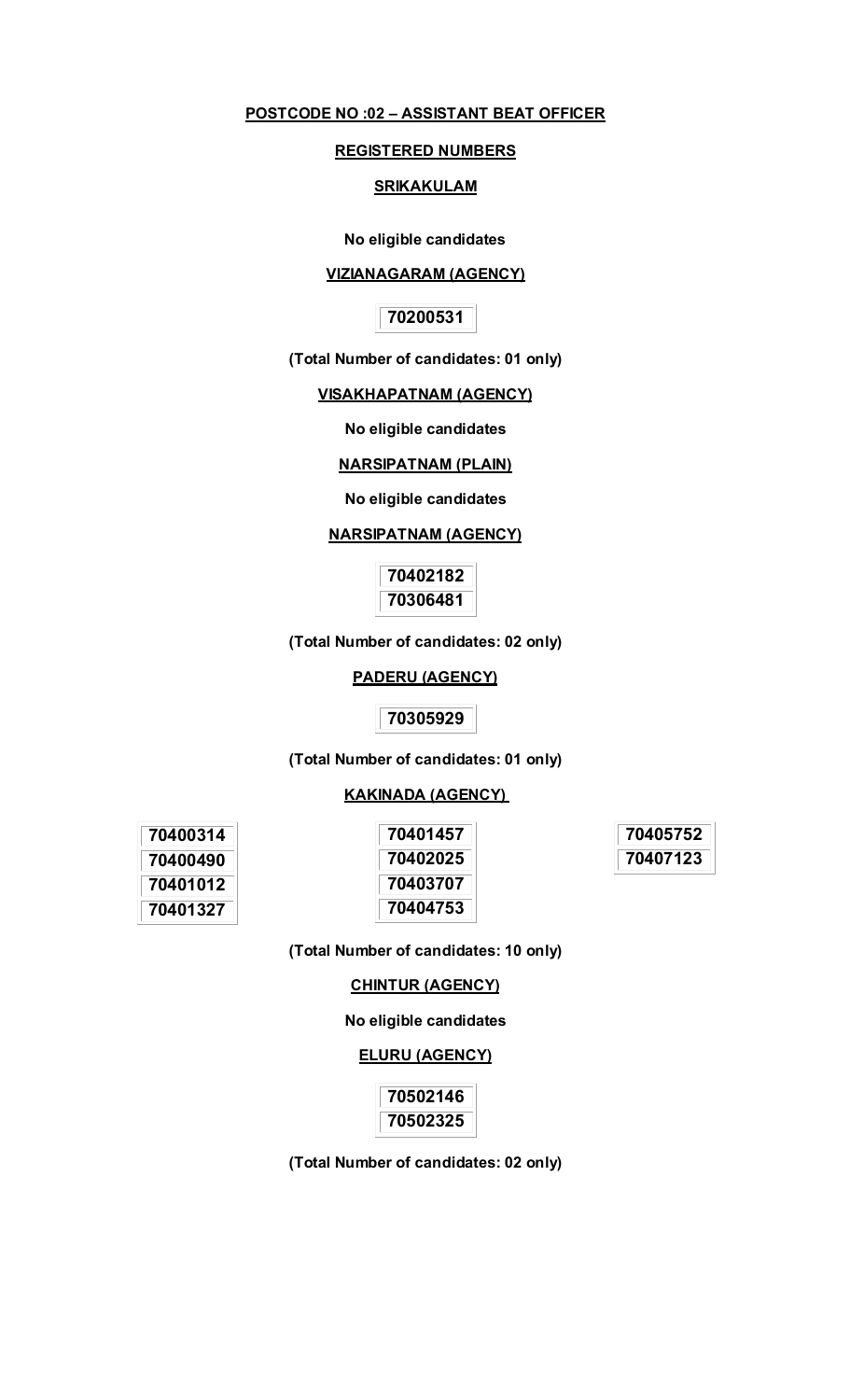**POSTCODE NO :02 – ASSISTANT BEAT OFFICER**

**REGISTERED NUMBERS**

**SRIKAKULAM**

**No eligible candidates**

**VIZIANAGARAM (AGENCY)**

| 70200531 |
|---|

**(Total Number of candidates: 01 only)**

**VISAKHAPATNAM (AGENCY)**

**No eligible candidates**

**NARSIPATNAM (PLAIN)**

**No eligible candidates**

**NARSIPATNAM (AGENCY)**

| 70402182 |
|---|
| 70306481 |

**(Total Number of candidates: 02 only)**

**PADERU (AGENCY)**

| 70305929 |
|---|

**(Total Number of candidates: 01 only)**

**KAKINADA (AGENCY)**

| 70400314 |
|---|
| 70400490 |
| 70401012 |
| 70401327 |

| 70401457 |
|---|
| 70402025 |
| 70403707 |
| 70404753 |

| 70405752 |
|---|
| 70407123 |

**(Total Number of candidates: 10 only)**

**CHINTUR (AGENCY)**

**No eligible candidates**

**ELURU (AGENCY)**

| 70502146 |
|---|
| 70502325 |

**(Total Number of candidates: 02 only)**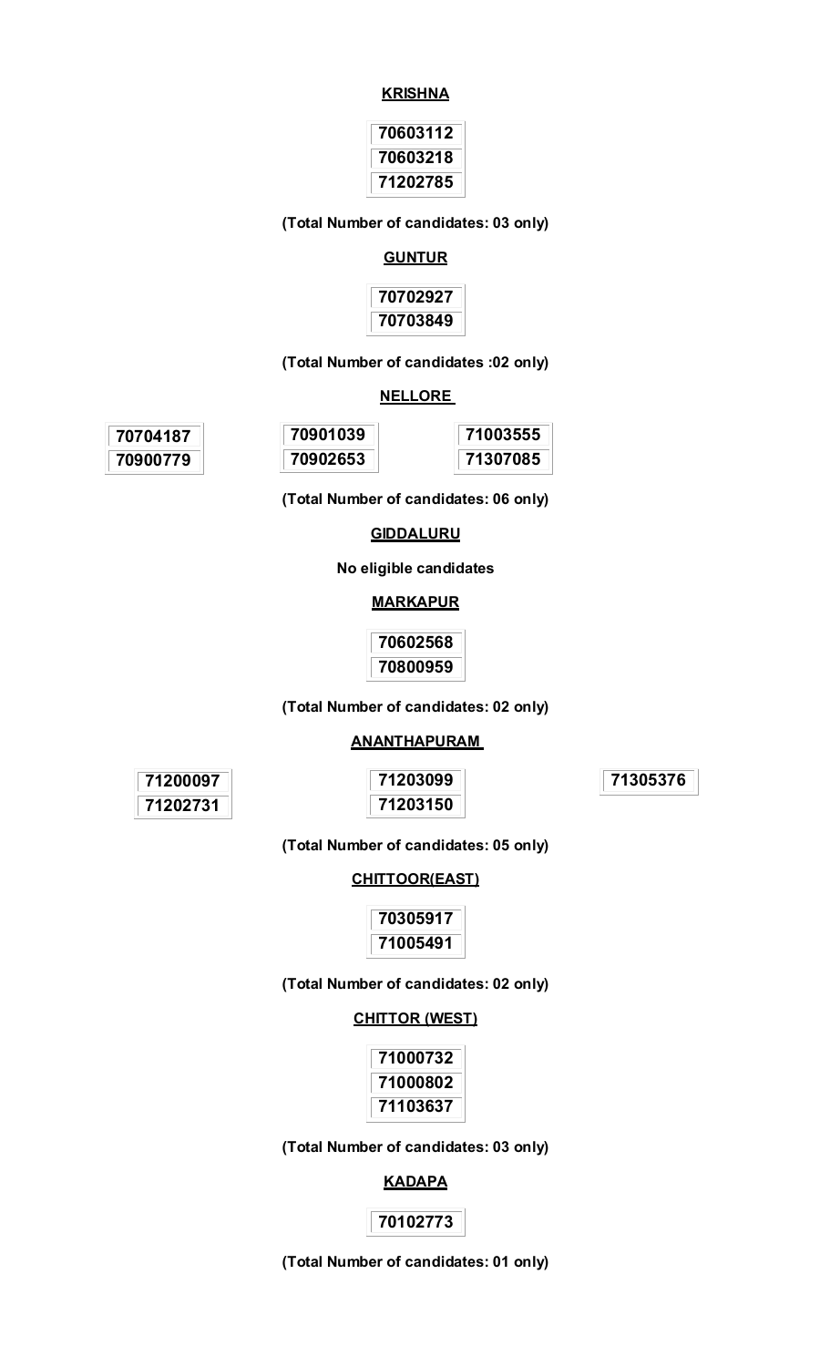**KRISHNA**

| 70603112 |
|---|
| 70603218 |
| 71202785 |

**(Total Number of candidates: 03 only)**

**GUNTUR**

| 70702927 |
|---|
| 70703849 |

**(Total Number of candidates :02 only)**

**NELLORE**

| 70704187 | 70901039 | 71003555 |
|---|---|---|
| 70900779 | 70902653 | 71307085 |

**(Total Number of candidates: 06 only)**

**GIDDALURU**

**No eligible candidates**

**MARKAPUR**

| 70602568 |
|---|
| 70800959 |

**(Total Number of candidates: 02 only)**

**ANANTHAPURAM**

| 71200097 | 71203099 | 71305376 |
|---|---|---|
| 71202731 | 71203150 | |

**(Total Number of candidates: 05 only)**

**CHITTOOR(EAST)**

| 70305917 |
|---|
| 71005491 |

**(Total Number of candidates: 02 only)**

**CHITTOR (WEST)**

| 71000732 |
|---|
| 71000802 |
| 71103637 |

**(Total Number of candidates: 03 only)**

**KADAPA**

| 70102773 |
|---|

**(Total Number of candidates: 01 only)**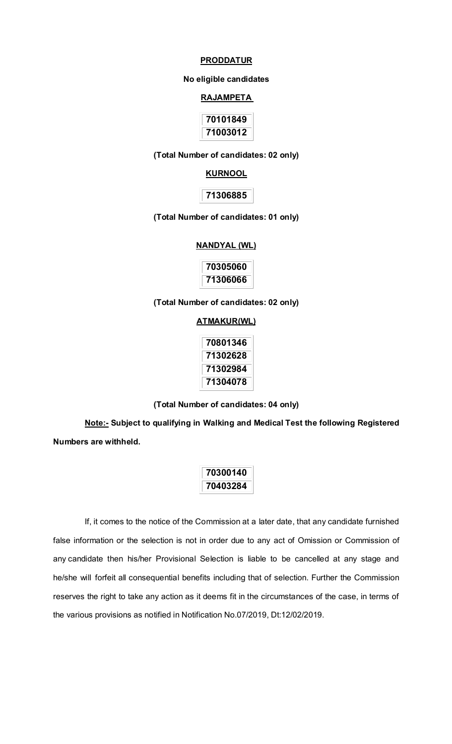**PRODDATUR**

**No eligible candidates**

**RAJAMPETA**

| 70101849 |
|---|
| 71003012 |

**(Total Number of candidates: 02 only)**

**KURNOOL**

| 71306885 |
|---|

**(Total Number of candidates: 01 only)**

**NANDYAL (WL)**

| 70305060 |
|---|
| 71306066 |

**(Total Number of candidates: 02 only)**

**ATMAKUR(WL)**

| 70801346 |
|---|
| 71302628 |
| 71302984 |
| 71304078 |

**(Total Number of candidates: 04 only)**

**Note:- Subject to qualifying in Walking and Medical Test the following Registered Numbers are withheld.**

| 70300140 |
|---|
| 70403284 |

If, it comes to the notice of the Commission at a later date, that any candidate furnished false information or the selection is not in order due to any act of Omission or Commission of any candidate then his/her Provisional Selection is liable to be cancelled at any stage and he/she will forfeit all consequential benefits including that of selection. Further the Commission reserves the right to take any action as it deems fit in the circumstances of the case, in terms of the various provisions as notified in Notification No.07/2019, Dt:12/02/2019.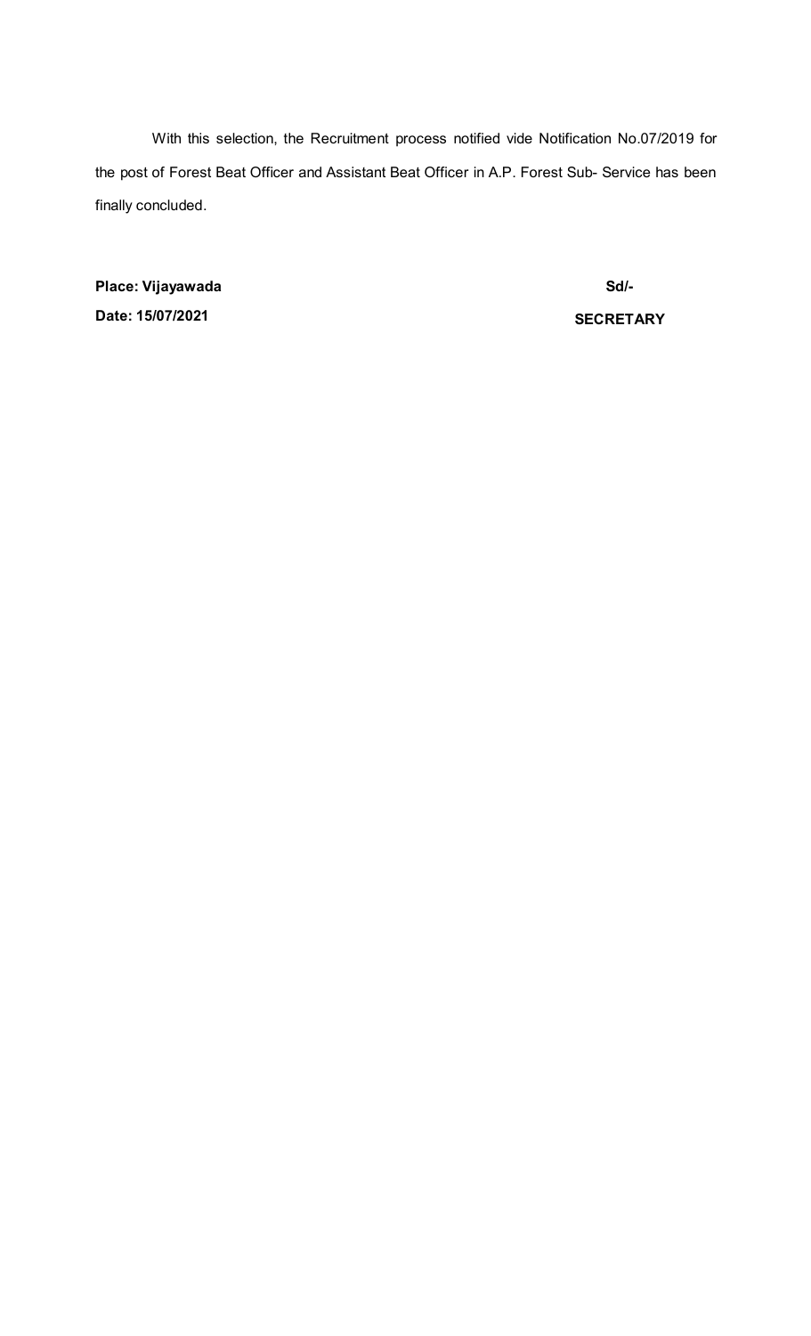With this selection, the Recruitment process notified vide Notification No.07/2019 for the post of Forest Beat Officer and Assistant Beat Officer in A.P. Forest Sub- Service has been finally concluded.

**Place: Vijayawada**

**Date: 15/07/2021**

**Sd/-**

**SECRETARY**